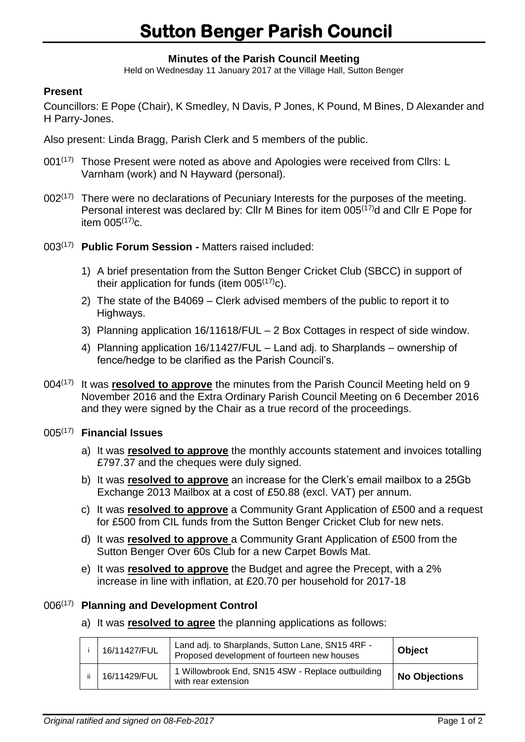# Sutton Benger Parish Council

**Minutes of the Parish Council Meeting**

Held on Wednesday 11 January 2017 at the Village Hall, Sutton Benger

**Present**

Councillors: E Pope (Chair), K Smedley, N Davis, P Jones, K Pound, M Bines, D Alexander and H Parry-Jones.

Also present: Linda Bragg, Parish Clerk and 5 members of the public.

001(17) Those Present were noted as above and Apologies were received from Cllrs: L Varnham (work) and N Hayward (personal).

002(17) There were no declarations of Pecuniary Interests for the purposes of the meeting. Personal interest was declared by: Cllr M Bines for item 005(17)d and Cllr E Pope for item 005(17)c.

003(17) **Public Forum Session -** Matters raised included:

1) A brief presentation from the Sutton Benger Cricket Club (SBCC) in support of their application for funds (item 005(17)c).
2) The state of the B4069 – Clerk advised members of the public to report it to Highways.
3) Planning application 16/11618/FUL – 2 Box Cottages in respect of side window.
4) Planning application 16/11427/FUL – Land adj. to Sharplands – ownership of fence/hedge to be clarified as the Parish Council's.

004(17) It was **resolved to approve** the minutes from the Parish Council Meeting held on 9 November 2016 and the Extra Ordinary Parish Council Meeting on 6 December 2016 and they were signed by the Chair as a true record of the proceedings.

005(17) **Financial Issues**

a) It was **resolved to approve** the monthly accounts statement and invoices totalling £797.37 and the cheques were duly signed.
b) It was **resolved to approve** an increase for the Clerk's email mailbox to a 25Gb Exchange 2013 Mailbox at a cost of £50.88 (excl. VAT) per annum.
c) It was **resolved to approve** a Community Grant Application of £500 and a request for £500 from CIL funds from the Sutton Benger Cricket Club for new nets.
d) It was **resolved to approve** a Community Grant Application of £500 from the Sutton Benger Over 60s Club for a new Carpet Bowls Mat.
e) It was **resolved to approve** the Budget and agree the Precept, with a 2% increase in line with inflation, at £20.70 per household for 2017-18

006(17) **Planning and Development Control**

a) It was **resolved to agree** the planning applications as follows:

| | | | |
|---|---|---|---|
| i | 16/11427/FUL | Land adj. to Sharplands, Sutton Lane, SN15 4RF - Proposed development of fourteen new houses | **Object** |
| ii | 16/11429/FUL | 1 Willowbrook End, SN15 4SW - Replace outbuilding with rear extension | **No Objections** |

*Original ratified and signed on 08-Feb-2017*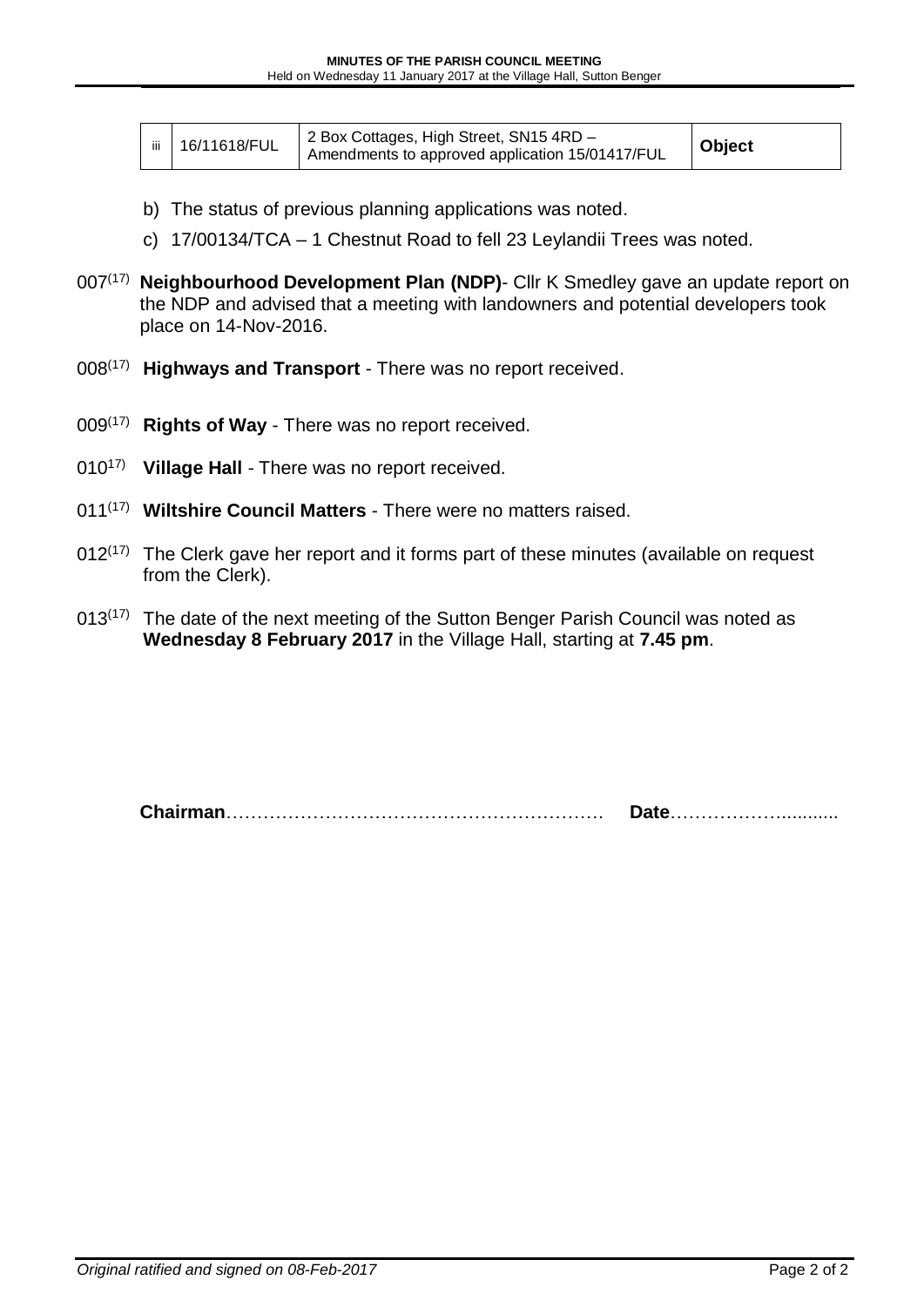| | | | |
|---|---|---|---|
| iii | 16/11618/FUL | 2 Box Cottages, High Street, SN15 4RD – Amendments to approved application 15/01417/FUL | **Object** |

b) The status of previous planning applications was noted.

c) 17/00134/TCA – 1 Chestnut Road to fell 23 Leylandii Trees was noted.

007(17) **Neighbourhood Development Plan (NDP)**- Cllr K Smedley gave an update report on the NDP and advised that a meeting with landowners and potential developers took place on 14-Nov-2016.

008(17) **Highways and Transport** - There was no report received.

009(17) **Rights of Way** - There was no report received.

010(17) **Village Hall** - There was no report received.

011(17) **Wiltshire Council Matters** - There were no matters raised.

012(17) The Clerk gave her report and it forms part of these minutes (available on request from the Clerk).

013(17) The date of the next meeting of the Sutton Benger Parish Council was noted as **Wednesday 8 February 2017** in the Village Hall, starting at **7.45 pm**.

**Chairman**……………………………………………………. **Date**……………….........

*Original ratified and signed on 08-Feb-2017*